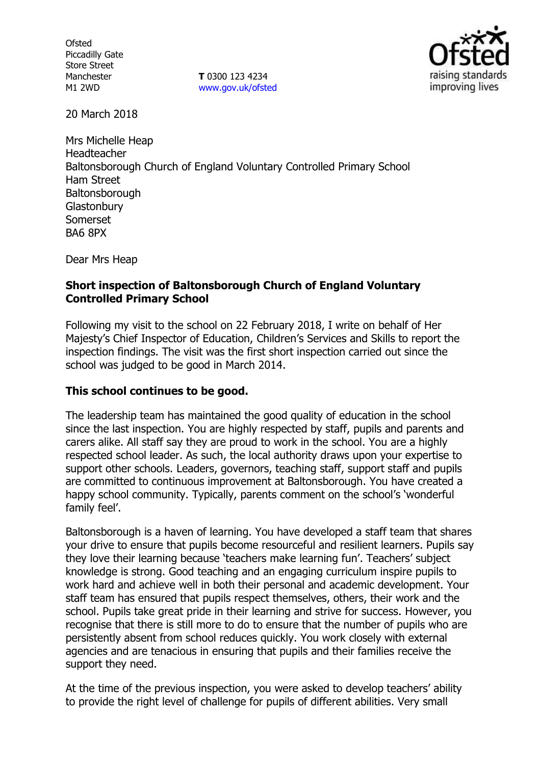Ofsted
Piccadilly Gate
Store Street
Manchester
M1 2WD

**T** 0300 123 4234
www.gov.uk/ofsted

20 March 2018

Mrs Michelle Heap
Headteacher
Baltonsborough Church of England Voluntary Controlled Primary School
Ham Street
Baltonsborough
Glastonbury
Somerset
BA6 8PX

Dear Mrs Heap

**Short inspection of Baltonsborough Church of England Voluntary Controlled Primary School**

Following my visit to the school on 22 February 2018, I write on behalf of Her Majesty's Chief Inspector of Education, Children's Services and Skills to report the inspection findings. The visit was the first short inspection carried out since the school was judged to be good in March 2014.

**This school continues to be good.**

The leadership team has maintained the good quality of education in the school since the last inspection. You are highly respected by staff, pupils and parents and carers alike. All staff say they are proud to work in the school. You are a highly respected school leader. As such, the local authority draws upon your expertise to support other schools. Leaders, governors, teaching staff, support staff and pupils are committed to continuous improvement at Baltonsborough. You have created a happy school community. Typically, parents comment on the school's 'wonderful family feel'.

Baltonsborough is a haven of learning. You have developed a staff team that shares your drive to ensure that pupils become resourceful and resilient learners. Pupils say they love their learning because 'teachers make learning fun'. Teachers' subject knowledge is strong. Good teaching and an engaging curriculum inspire pupils to work hard and achieve well in both their personal and academic development. Your staff team has ensured that pupils respect themselves, others, their work and the school. Pupils take great pride in their learning and strive for success. However, you recognise that there is still more to do to ensure that the number of pupils who are persistently absent from school reduces quickly. You work closely with external agencies and are tenacious in ensuring that pupils and their families receive the support they need.

At the time of the previous inspection, you were asked to develop teachers' ability to provide the right level of challenge for pupils of different abilities. Very small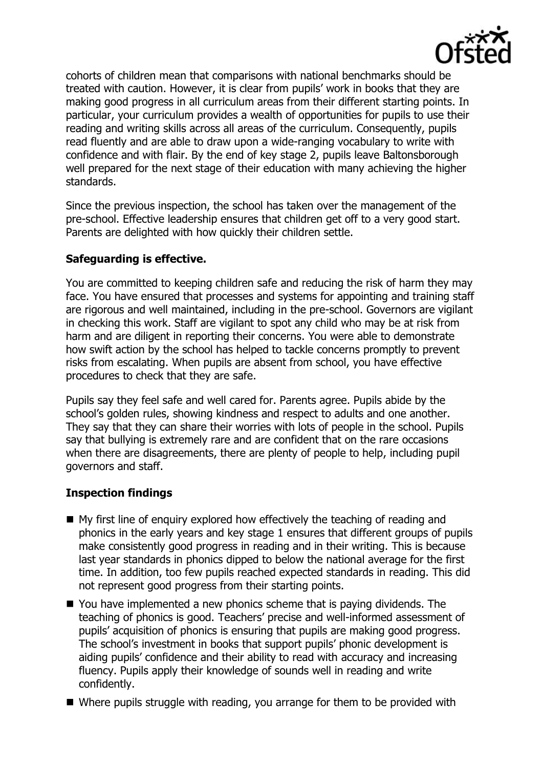cohorts of children mean that comparisons with national benchmarks should be treated with caution. However, it is clear from pupils' work in books that they are making good progress in all curriculum areas from their different starting points. In particular, your curriculum provides a wealth of opportunities for pupils to use their reading and writing skills across all areas of the curriculum. Consequently, pupils read fluently and are able to draw upon a wide-ranging vocabulary to write with confidence and with flair. By the end of key stage 2, pupils leave Baltonsborough well prepared for the next stage of their education with many achieving the higher standards.

Since the previous inspection, the school has taken over the management of the pre-school. Effective leadership ensures that children get off to a very good start. Parents are delighted with how quickly their children settle.

### Safeguarding is effective.

You are committed to keeping children safe and reducing the risk of harm they may face. You have ensured that processes and systems for appointing and training staff are rigorous and well maintained, including in the pre-school. Governors are vigilant in checking this work. Staff are vigilant to spot any child who may be at risk from harm and are diligent in reporting their concerns. You were able to demonstrate how swift action by the school has helped to tackle concerns promptly to prevent risks from escalating. When pupils are absent from school, you have effective procedures to check that they are safe.

Pupils say they feel safe and well cared for. Parents agree. Pupils abide by the school's golden rules, showing kindness and respect to adults and one another. They say that they can share their worries with lots of people in the school. Pupils say that bullying is extremely rare and are confident that on the rare occasions when there are disagreements, there are plenty of people to help, including pupil governors and staff.

### Inspection findings

- My first line of enquiry explored how effectively the teaching of reading and phonics in the early years and key stage 1 ensures that different groups of pupils make consistently good progress in reading and in their writing. This is because last year standards in phonics dipped to below the national average for the first time. In addition, too few pupils reached expected standards in reading. This did not represent good progress from their starting points.
- You have implemented a new phonics scheme that is paying dividends. The teaching of phonics is good. Teachers' precise and well-informed assessment of pupils' acquisition of phonics is ensuring that pupils are making good progress. The school's investment in books that support pupils' phonic development is aiding pupils' confidence and their ability to read with accuracy and increasing fluency. Pupils apply their knowledge of sounds well in reading and write confidently.
- Where pupils struggle with reading, you arrange for them to be provided with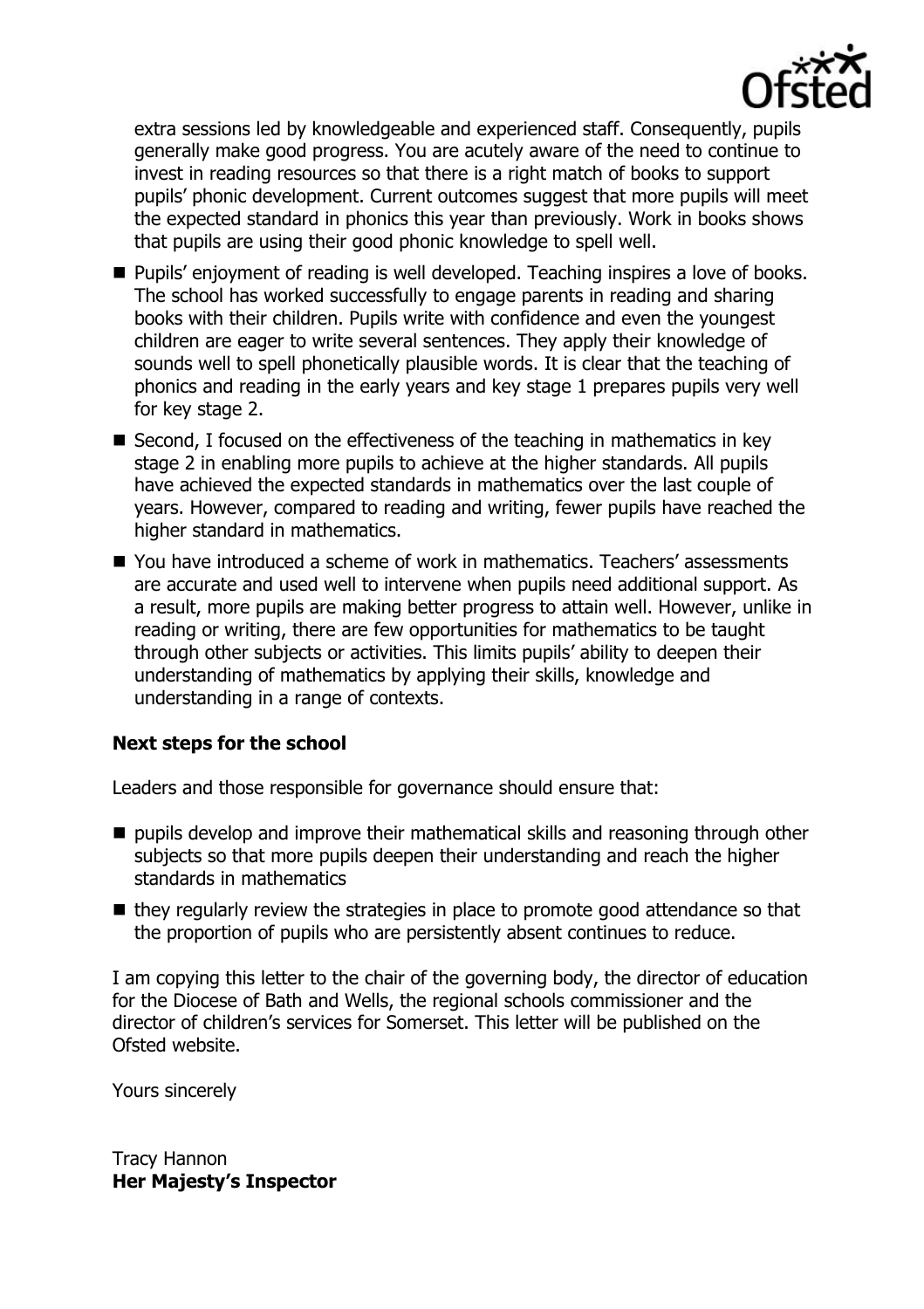extra sessions led by knowledgeable and experienced staff. Consequently, pupils generally make good progress. You are acutely aware of the need to continue to invest in reading resources so that there is a right match of books to support pupils' phonic development. Current outcomes suggest that more pupils will meet the expected standard in phonics this year than previously. Work in books shows that pupils are using their good phonic knowledge to spell well.

- Pupils' enjoyment of reading is well developed. Teaching inspires a love of books. The school has worked successfully to engage parents in reading and sharing books with their children. Pupils write with confidence and even the youngest children are eager to write several sentences. They apply their knowledge of sounds well to spell phonetically plausible words. It is clear that the teaching of phonics and reading in the early years and key stage 1 prepares pupils very well for key stage 2.
- Second, I focused on the effectiveness of the teaching in mathematics in key stage 2 in enabling more pupils to achieve at the higher standards. All pupils have achieved the expected standards in mathematics over the last couple of years. However, compared to reading and writing, fewer pupils have reached the higher standard in mathematics.
- You have introduced a scheme of work in mathematics. Teachers' assessments are accurate and used well to intervene when pupils need additional support. As a result, more pupils are making better progress to attain well. However, unlike in reading or writing, there are few opportunities for mathematics to be taught through other subjects or activities. This limits pupils' ability to deepen their understanding of mathematics by applying their skills, knowledge and understanding in a range of contexts.

## Next steps for the school

Leaders and those responsible for governance should ensure that:

- pupils develop and improve their mathematical skills and reasoning through other subjects so that more pupils deepen their understanding and reach the higher standards in mathematics
- they regularly review the strategies in place to promote good attendance so that the proportion of pupils who are persistently absent continues to reduce.

I am copying this letter to the chair of the governing body, the director of education for the Diocese of Bath and Wells, the regional schools commissioner and the director of children's services for Somerset. This letter will be published on the Ofsted website.

Yours sincerely

Tracy Hannon
**Her Majesty's Inspector**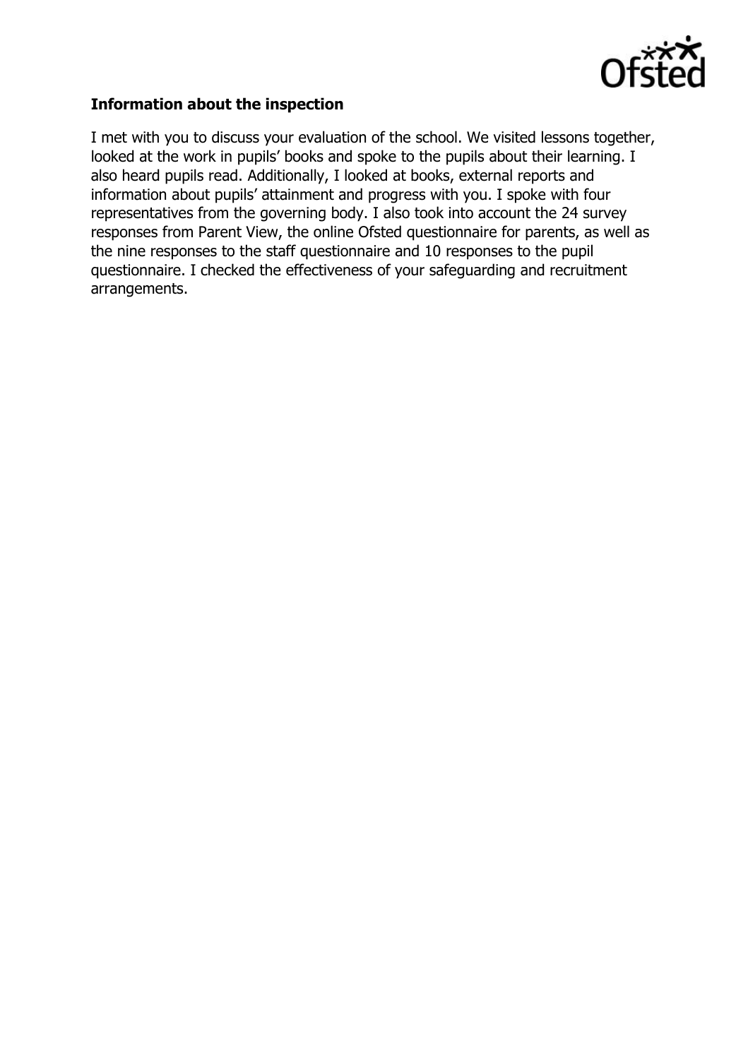**Information about the inspection**

I met with you to discuss your evaluation of the school. We visited lessons together, looked at the work in pupils' books and spoke to the pupils about their learning. I also heard pupils read. Additionally, I looked at books, external reports and information about pupils' attainment and progress with you. I spoke with four representatives from the governing body. I also took into account the 24 survey responses from Parent View, the online Ofsted questionnaire for parents, as well as the nine responses to the staff questionnaire and 10 responses to the pupil questionnaire. I checked the effectiveness of your safeguarding and recruitment arrangements.